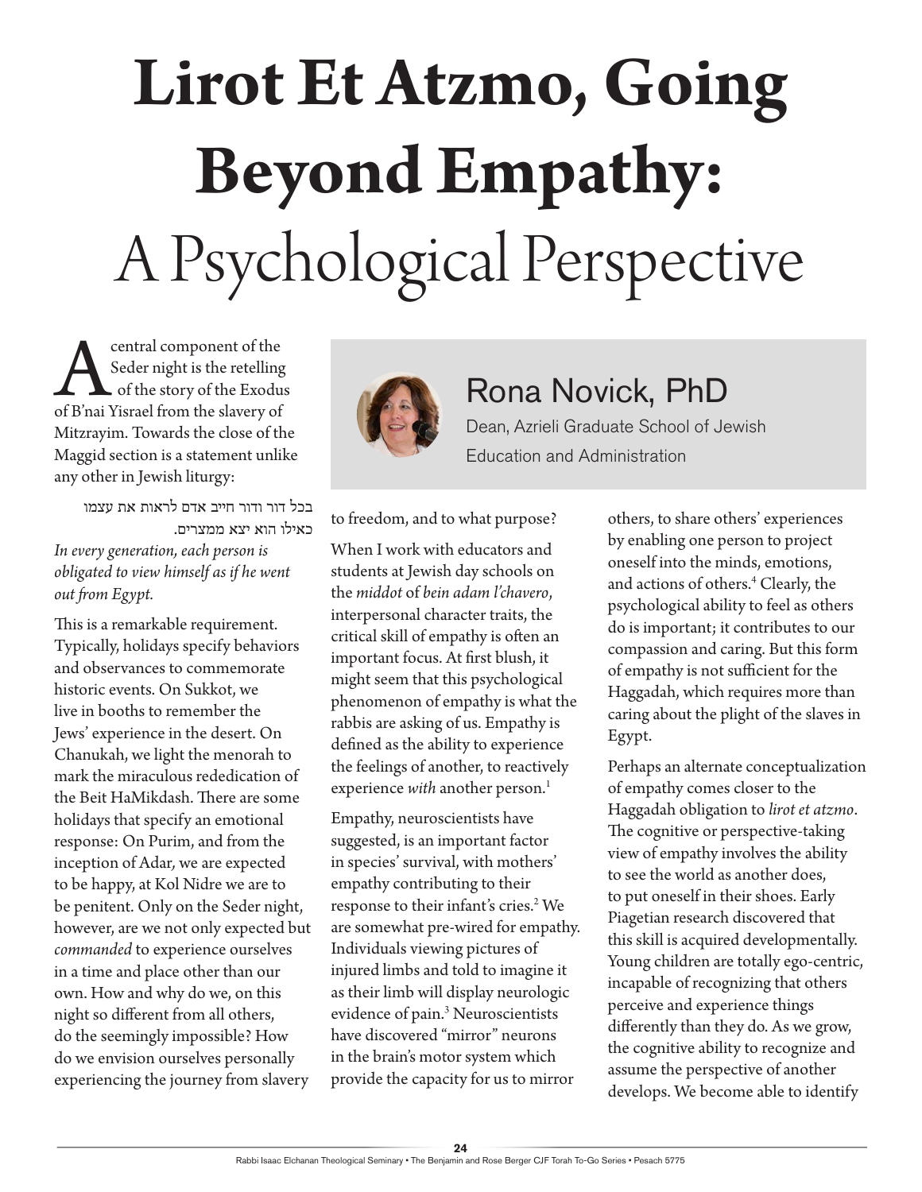# Lirot Et Atzmo, Going Beyond Empathy: A Psychological Perspective

**Rona Novick, PhD**
Dean, Azrieli Graduate School of Jewish Education and Administration

A central component of the Seder night is the retelling of the story of the Exodus of B'nai Yisrael from the slavery of Mitzrayim. Towards the close of the Maggid section is a statement unlike any other in Jewish liturgy:

> בכל דור ודור חייב אדם לראות את עצמו כאילו הוא יצא ממצרים.
>
> *In every generation, each person is obligated to view himself as if he went out from Egypt.*

This is a remarkable requirement. Typically, holidays specify behaviors and observances to commemorate historic events. On Sukkot, we live in booths to remember the Jews' experience in the desert. On Chanukah, we light the menorah to mark the miraculous rededication of the Beit HaMikdash. There are some holidays that specify an emotional response: On Purim, and from the inception of Adar, we are expected to be happy, at Kol Nidre we are to be penitent. Only on the Seder night, however, are we not only expected but *commanded* to experience ourselves in a time and place other than our own. How and why do we, on this night so different from all others, do the seemingly impossible? How do we envision ourselves personally experiencing the journey from slavery to freedom, and to what purpose?

When I work with educators and students at Jewish day schools on the *middot* of *bein adam l'chavero*, interpersonal character traits, the critical skill of empathy is often an important focus. At first blush, it might seem that this psychological phenomenon of empathy is what the rabbis are asking of us. Empathy is defined as the ability to experience the feelings of another, to reactively experience *with* another person.[1]

Empathy, neuroscientists have suggested, is an important factor in species' survival, with mothers' empathy contributing to their response to their infant's cries.[2] We are somewhat pre-wired for empathy. Individuals viewing pictures of injured limbs and told to imagine it as their limb will display neurologic evidence of pain.[3] Neuroscientists have discovered "mirror" neurons in the brain's motor system which provide the capacity for us to mirror others, to share others' experiences by enabling one person to project oneself into the minds, emotions, and actions of others.[4] Clearly, the psychological ability to feel as others do is important; it contributes to our compassion and caring. But this form of empathy is not sufficient for the Haggadah, which requires more than caring about the plight of the slaves in Egypt.

Perhaps an alternate conceptualization of empathy comes closer to the Haggadah obligation to *lirot et atzmo*. The cognitive or perspective-taking view of empathy involves the ability to see the world as another does, to put oneself in their shoes. Early Piagetian research discovered that this skill is acquired developmentally. Young children are totally ego-centric, incapable of recognizing that others perceive and experience things differently than they do. As we grow, the cognitive ability to recognize and assume the perspective of another develops. We become able to identify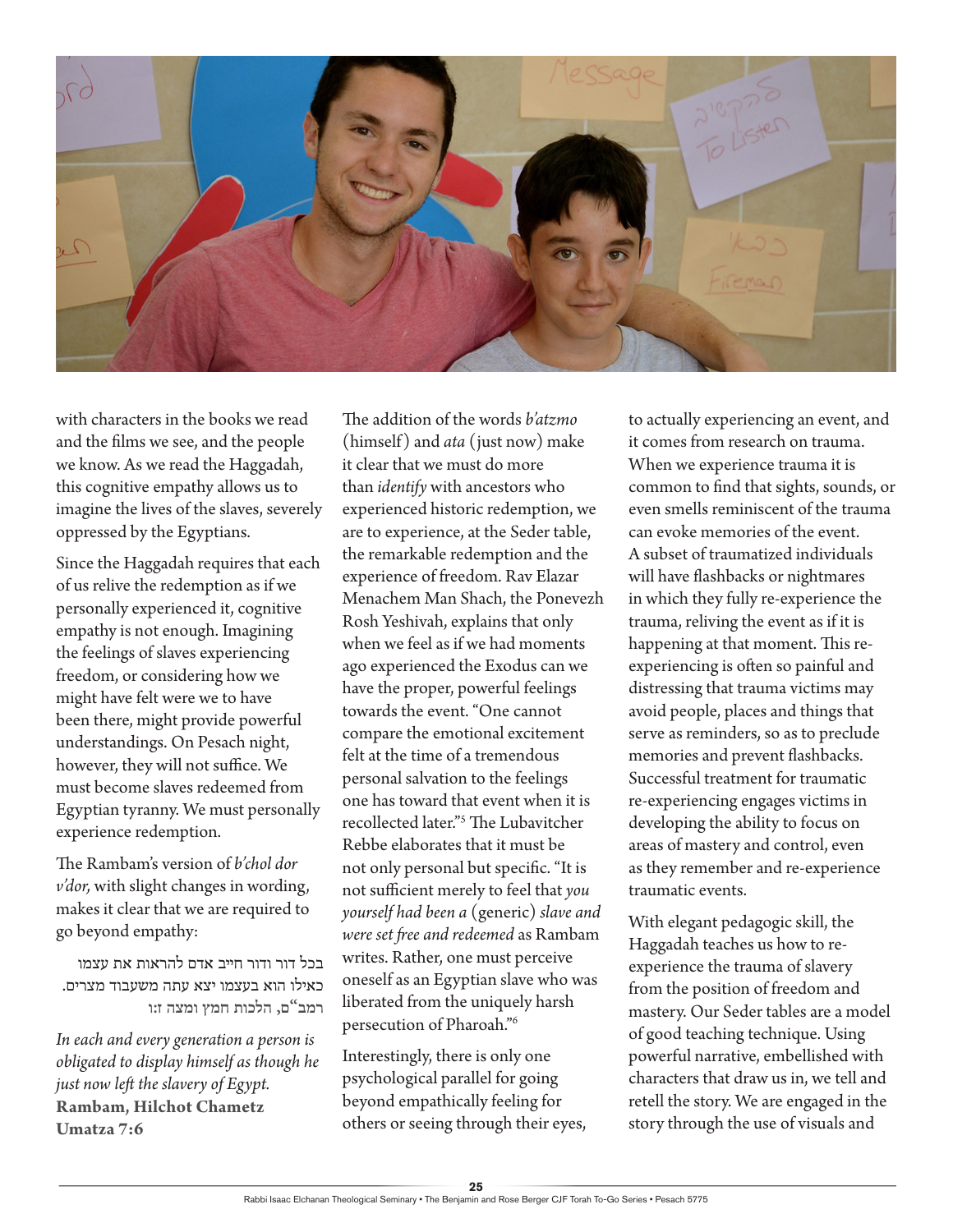with characters in the books we read and the films we see, and the people we know. As we read the Haggadah, this cognitive empathy allows us to imagine the lives of the slaves, severely oppressed by the Egyptians.

Since the Haggadah requires that each of us relive the redemption as if we personally experienced it, cognitive empathy is not enough. Imagining the feelings of slaves experiencing freedom, or considering how we might have felt were we to have been there, might provide powerful understandings. On Pesach night, however, they will not suffice. We must become slaves redeemed from Egyptian tyranny. We must personally experience redemption.

The Rambam's version of *b'chol dor v'dor,* with slight changes in wording, makes it clear that we are required to go beyond empathy:

> בכל דור ודור חייב אדם להראות את עצמו כאילו הוא בעצמו יצא עתה משעבוד מצרים.
> רמב"ם, הלכות חמץ ומצה ז:ו
>
> *In each and every generation a person is obligated to display himself as though he just now left the slavery of Egypt.*
> **Rambam, Hilchot Chametz Umatza 7:6**

The addition of the words *b'atzmo* (himself) and *ata* (just now) make it clear that we must do more than *identify* with ancestors who experienced historic redemption, we are to experience, at the Seder table, the remarkable redemption and the experience of freedom. Rav Elazar Menachem Man Shach, the Ponevezh Rosh Yeshivah, explains that only when we feel as if we had moments ago experienced the Exodus can we have the proper, powerful feelings towards the event. "One cannot compare the emotional excitement felt at the time of a tremendous personal salvation to the feelings one has toward that event when it is recollected later."[5] The Lubavitcher Rebbe elaborates that it must be not only personal but specific. "It is not sufficient merely to feel that *you yourself had been a* (generic) *slave and were set free and redeemed* as Rambam writes. Rather, one must perceive oneself as an Egyptian slave who was liberated from the uniquely harsh persecution of Pharoah."[6]

Interestingly, there is only one psychological parallel for going beyond empathically feeling for others or seeing through their eyes, to actually experiencing an event, and it comes from research on trauma. When we experience trauma it is common to find that sights, sounds, or even smells reminiscent of the trauma can evoke memories of the event. A subset of traumatized individuals will have flashbacks or nightmares in which they fully re-experience the trauma, reliving the event as if it is happening at that moment. This re-experiencing is often so painful and distressing that trauma victims may avoid people, places and things that serve as reminders, so as to preclude memories and prevent flashbacks. Successful treatment for traumatic re-experiencing engages victims in developing the ability to focus on areas of mastery and control, even as they remember and re-experience traumatic events.

With elegant pedagogic skill, the Haggadah teaches us how to re-experience the trauma of slavery from the position of freedom and mastery. Our Seder tables are a model of good teaching technique. Using powerful narrative, embellished with characters that draw us in, we tell and retell the story. We are engaged in the story through the use of visuals and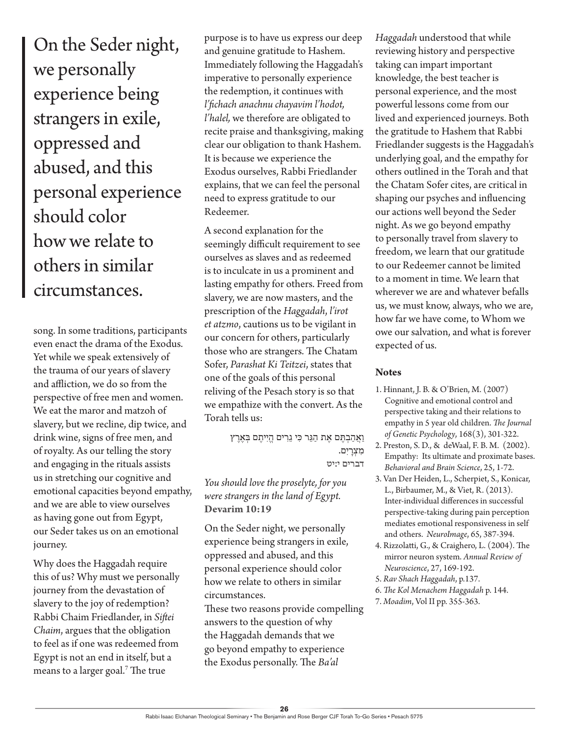> On the Seder night, we personally experience being strangers in exile, oppressed and abused, and this personal experience should color how we relate to others in similar circumstances.

song. In some traditions, participants even enact the drama of the Exodus. Yet while we speak extensively of the trauma of our years of slavery and affliction, we do so from the perspective of free men and women. We eat the maror and matzoh of slavery, but we recline, dip twice, and drink wine, signs of free men, and of royalty. As our telling the story and engaging in the rituals assists us in stretching our cognitive and emotional capacities beyond empathy, and we are able to view ourselves as having gone out from Egypt, our Seder takes us on an emotional journey.

Why does the Haggadah require this of us? Why must we personally journey from the devastation of slavery to the joy of redemption? Rabbi Chaim Friedlander, in *Siftei Chaim*, argues that the obligation to feel as if one was redeemed from Egypt is not an end in itself, but a means to a larger goal.[7] The true purpose is to have us express our deep and genuine gratitude to Hashem. Immediately following the Haggadah's imperative to personally experience the redemption, it continues with *l'fichach anachnu chayavim l'hodot, l'halel,* we therefore are obligated to recite praise and thanksgiving, making clear our obligation to thank Hashem. It is because we experience the Exodus ourselves, Rabbi Friedlander explains, that we can feel the personal need to express gratitude to our Redeemer.

A second explanation for the seemingly difficult requirement to see ourselves as slaves and as redeemed is to inculcate in us a prominent and lasting empathy for others. Freed from slavery, we are now masters, and the prescription of the *Haggadah*, *l'irot et atzmo*, cautions us to be vigilant in our concern for others, particularly those who are strangers. The Chatam Sofer, *Parashat Ki Teitzei*, states that one of the goals of this personal reliving of the Pesach story is so that we empathize with the convert. As the Torah tells us:

וַאֲהַבְתֶּם אֶת הַגֵּר כִּי גֵרִים הֱיִיתֶם בְּאֶרֶץ מִצְרָיִם.
דברים י:יט

*You should love the proselyte, for you were strangers in the land of Egypt.*
**Devarim 10:19**

On the Seder night, we personally experience being strangers in exile, oppressed and abused, and this personal experience should color how we relate to others in similar circumstances.

These two reasons provide compelling answers to the question of why the Haggadah demands that we go beyond empathy to experience the Exodus personally. The *Ba'al Haggadah* understood that while reviewing history and perspective taking can impart important knowledge, the best teacher is personal experience, and the most powerful lessons come from our lived and experienced journeys. Both the gratitude to Hashem that Rabbi Friedlander suggests is the Haggadah's underlying goal, and the empathy for others outlined in the Torah and that the Chatam Sofer cites, are critical in shaping our psyches and influencing our actions well beyond the Seder night. As we go beyond empathy to personally travel from slavery to freedom, we learn that our gratitude to our Redeemer cannot be limited to a moment in time. We learn that wherever we are and whatever befalls us, we must know, always, who we are, how far we have come, to Whom we owe our salvation, and what is forever expected of us.

### Notes

1. Hinnant, J. B. & O'Brien, M. (2007) Cognitive and emotional control and perspective taking and their relations to empathy in 5 year old children. *The Journal of Genetic Psychology*, 168(3), 301-322.
2. Preston, S. D., & deWaal, F. B. M. (2002). Empathy: Its ultimate and proximate bases. *Behavioral and Brain Science*, 25, 1-72.
3. Van Der Heiden, L., Scherpiet, S., Konicar, L., Birbaumer, M., & Viet, R. (2013). Inter-individual differences in successful perspective-taking during pain perception mediates emotional responsiveness in self and others. *NeuroImage*, 65, 387-394.
4. Rizzolatti, G., & Craighero, L. (2004). The mirror neuron system. *Annual Review of Neuroscience*, 27, 169-192.
5. *Rav Shach Haggadah*, p.137.
6. *The Kol Menachem Haggadah* p. 144.
7. *Moadim*, Vol II pp. 355-363.